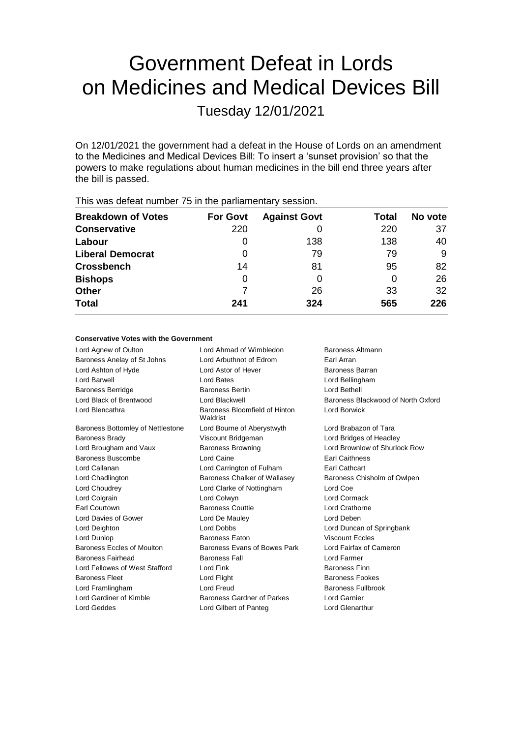# Government Defeat in Lords on Medicines and Medical Devices Bill

Tuesday 12/01/2021

On 12/01/2021 the government had a defeat in the House of Lords on an amendment to the Medicines and Medical Devices Bill: To insert a 'sunset provision' so that the powers to make regulations about human medicines in the bill end three years after the bill is passed.

This was defeat number 75 in the parliamentary session.

| Breakdown of Votes | For Govt | Against Govt | Total | No vote |
|---|---|---|---|---|
| **Conservative** | 220 | 0 | 220 | 37 |
| **Labour** | 0 | 138 | 138 | 40 |
| **Liberal Democrat** | 0 | 79 | 79 | 9 |
| **Crossbench** | 14 | 81 | 95 | 82 |
| **Bishops** | 0 | 0 | 0 | 26 |
| **Other** | 7 | 26 | 33 | 32 |
| **Total** | **241** | **324** | **565** | **226** |

**Conservative Votes with the Government**

Lord Agnew of Oulton
Lord Ahmad of Wimbledon
Baroness Altmann
Baroness Anelay of St Johns
Lord Arbuthnot of Edrom
Earl Arran
Lord Ashton of Hyde
Lord Astor of Hever
Baroness Barran
Lord Barwell
Lord Bates
Lord Bellingham
Baroness Berridge
Baroness Bertin
Lord Bethell
Lord Black of Brentwood
Lord Blackwell
Baroness Blackwood of North Oxford
Lord Blencathra
Baroness Bloomfield of Hinton Waldrist
Lord Borwick
Baroness Bottomley of Nettlestone
Lord Bourne of Aberystwyth
Lord Brabazon of Tara
Baroness Brady
Viscount Bridgeman
Lord Bridges of Headley
Lord Brougham and Vaux
Baroness Browning
Lord Brownlow of Shurlock Row
Baroness Buscombe
Lord Caine
Earl Caithness
Lord Callanan
Lord Carrington of Fulham
Earl Cathcart
Lord Chadlington
Baroness Chalker of Wallasey
Baroness Chisholm of Owlpen
Lord Choudrey
Lord Clarke of Nottingham
Lord Coe
Lord Colgrain
Lord Colwyn
Lord Cormack
Earl Courtown
Baroness Couttie
Lord Crathorne
Lord Davies of Gower
Lord De Mauley
Lord Deben
Lord Deighton
Lord Dobbs
Lord Duncan of Springbank
Lord Dunlop
Baroness Eaton
Viscount Eccles
Baroness Eccles of Moulton
Baroness Evans of Bowes Park
Lord Fairfax of Cameron
Baroness Fairhead
Baroness Fall
Lord Farmer
Lord Fellowes of West Stafford
Lord Fink
Baroness Finn
Baroness Fleet
Lord Flight
Baroness Fookes
Lord Framlingham
Lord Freud
Baroness Fullbrook
Lord Gardiner of Kimble
Baroness Gardner of Parkes
Lord Garnier
Lord Geddes
Lord Gilbert of Panteg
Lord Glenarthur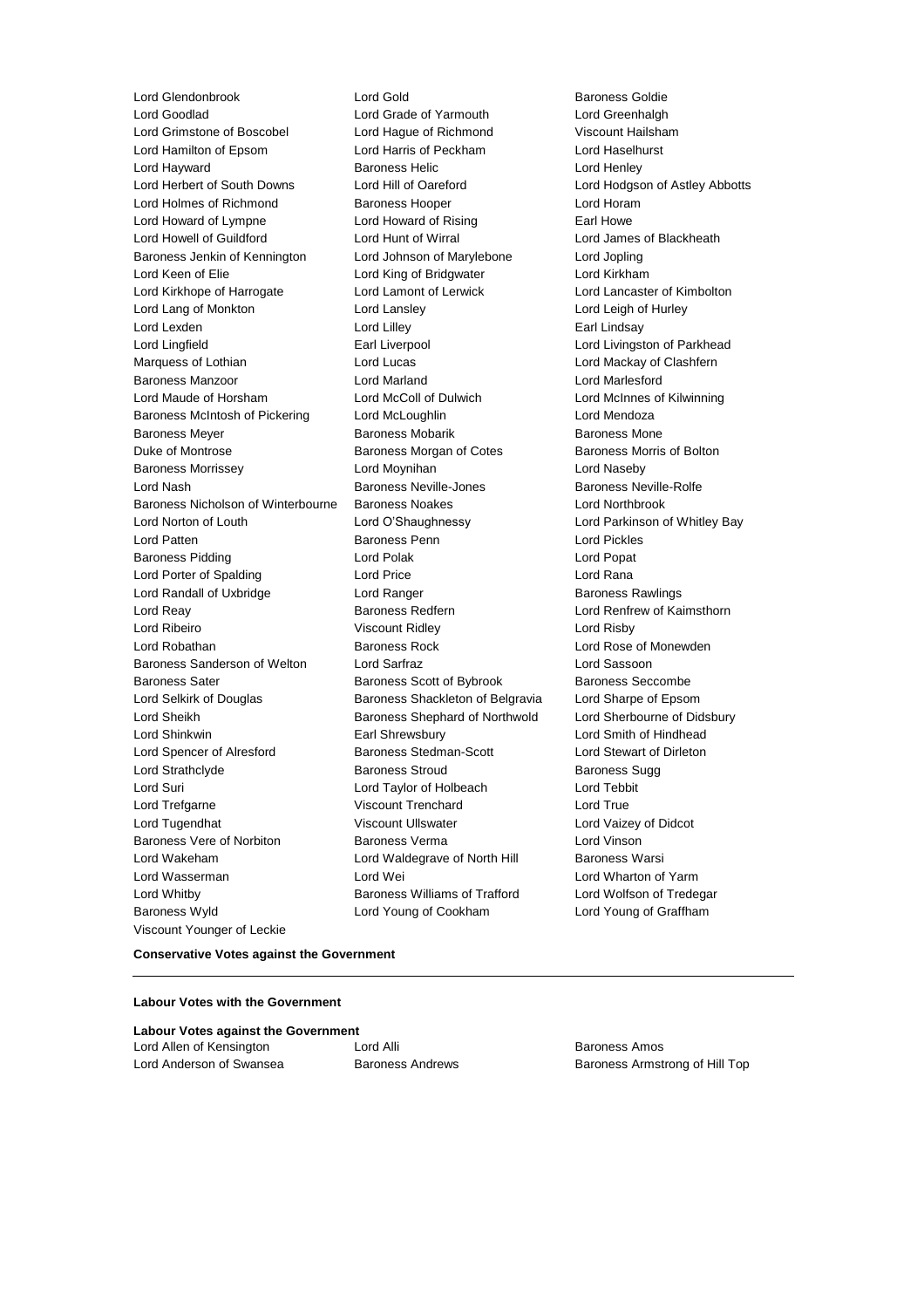Lord Glendonbrook
Lord Gold
Baroness Goldie
Lord Goodlad
Lord Grade of Yarmouth
Lord Greenhalgh
Lord Grimstone of Boscobel
Lord Hague of Richmond
Viscount Hailsham
Lord Hamilton of Epsom
Lord Harris of Peckham
Lord Haselhurst
Lord Hayward
Baroness Helic
Lord Henley
Lord Herbert of South Downs
Lord Hill of Oareford
Lord Hodgson of Astley Abbotts
Lord Holmes of Richmond
Baroness Hooper
Lord Horam
Lord Howard of Lympne
Lord Howard of Rising
Earl Howe
Lord Howell of Guildford
Lord Hunt of Wirral
Lord James of Blackheath
Baroness Jenkin of Kennington
Lord Johnson of Marylebone
Lord Jopling
Lord Keen of Elie
Lord King of Bridgwater
Lord Kirkham
Lord Kirkhope of Harrogate
Lord Lamont of Lerwick
Lord Lancaster of Kimbolton
Lord Lang of Monkton
Lord Lansley
Lord Leigh of Hurley
Lord Lexden
Lord Lilley
Earl Lindsay
Lord Lingfield
Earl Liverpool
Lord Livingston of Parkhead
Marquess of Lothian
Lord Lucas
Lord Mackay of Clashfern
Baroness Manzoor
Lord Marland
Lord Marlesford
Lord Maude of Horsham
Lord McColl of Dulwich
Lord McInnes of Kilwinning
Baroness McIntosh of Pickering
Lord McLoughlin
Lord Mendoza
Baroness Meyer
Baroness Mobarik
Baroness Mone
Duke of Montrose
Baroness Morgan of Cotes
Baroness Morris of Bolton
Baroness Morrissey
Lord Moynihan
Lord Naseby
Lord Nash
Baroness Neville-Jones
Baroness Neville-Rolfe
Baroness Nicholson of Winterbourne
Baroness Noakes
Lord Northbrook
Lord Norton of Louth
Lord O'Shaughnessy
Lord Parkinson of Whitley Bay
Lord Patten
Baroness Penn
Lord Pickles
Baroness Pidding
Lord Polak
Lord Popat
Lord Porter of Spalding
Lord Price
Lord Rana
Lord Randall of Uxbridge
Lord Ranger
Baroness Rawlings
Lord Reay
Baroness Redfern
Lord Renfrew of Kaimsthorn
Lord Ribeiro
Viscount Ridley
Lord Risby
Lord Robathan
Baroness Rock
Lord Rose of Monewden
Baroness Sanderson of Welton
Lord Sarfraz
Lord Sassoon
Baroness Sater
Baroness Scott of Bybrook
Baroness Seccombe
Lord Selkirk of Douglas
Baroness Shackleton of Belgravia
Lord Sharpe of Epsom
Lord Sheikh
Baroness Shephard of Northwold
Lord Sherbourne of Didsbury
Lord Shinkwin
Earl Shrewsbury
Lord Smith of Hindhead
Lord Spencer of Alresford
Baroness Stedman-Scott
Lord Stewart of Dirleton
Lord Strathclyde
Baroness Stroud
Baroness Sugg
Lord Suri
Lord Taylor of Holbeach
Lord Tebbit
Lord Trefgarne
Viscount Trenchard
Lord True
Lord Tugendhat
Viscount Ullswater
Lord Vaizey of Didcot
Baroness Vere of Norbiton
Baroness Verma
Lord Vinson
Lord Wakeham
Lord Waldegrave of North Hill
Baroness Warsi
Lord Wasserman
Lord Wei
Lord Wharton of Yarm
Lord Whitby
Baroness Williams of Trafford
Lord Wolfson of Tredegar
Baroness Wyld
Lord Young of Cookham
Lord Young of Graffham
Viscount Younger of Leckie

**Conservative Votes against the Government**

---

**Labour Votes with the Government**

**Labour Votes against the Government**

Lord Allen of Kensington
Lord Alli
Baroness Amos
Lord Anderson of Swansea
Baroness Andrews
Baroness Armstrong of Hill Top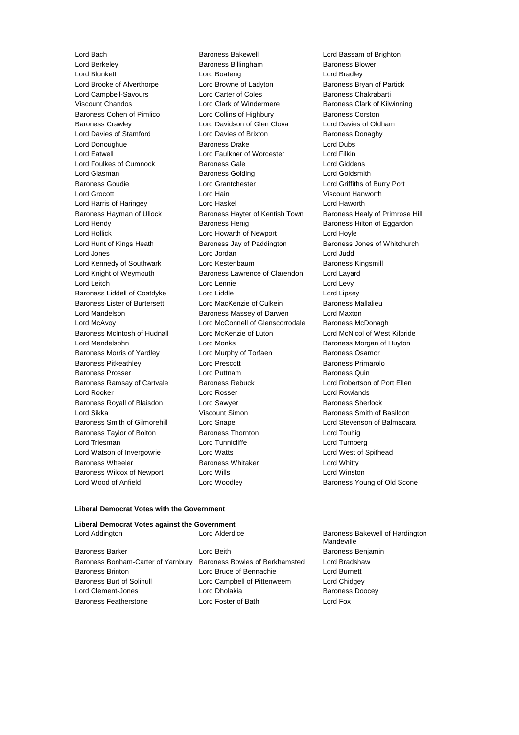Lord Bach
Baroness Bakewell
Lord Bassam of Brighton
Lord Berkeley
Baroness Billingham
Baroness Blower
Lord Blunkett
Lord Boateng
Lord Bradley
Lord Brooke of Alverthorpe
Lord Browne of Ladyton
Baroness Bryan of Partick
Lord Campbell-Savours
Lord Carter of Coles
Baroness Chakrabarti
Viscount Chandos
Lord Clark of Windermere
Baroness Clark of Kilwinning
Baroness Cohen of Pimlico
Lord Collins of Highbury
Baroness Corston
Baroness Crawley
Lord Davidson of Glen Clova
Lord Davies of Oldham
Lord Davies of Stamford
Lord Davies of Brixton
Baroness Donaghy
Lord Donoughue
Baroness Drake
Lord Dubs
Lord Eatwell
Lord Faulkner of Worcester
Lord Filkin
Lord Foulkes of Cumnock
Baroness Gale
Lord Giddens
Lord Glasman
Baroness Golding
Lord Goldsmith
Baroness Goudie
Lord Grantchester
Lord Griffiths of Burry Port
Lord Grocott
Lord Hain
Viscount Hanworth
Lord Harris of Haringey
Lord Haskel
Lord Haworth
Baroness Hayman of Ullock
Baroness Hayter of Kentish Town
Baroness Healy of Primrose Hill
Lord Hendy
Baroness Henig
Baroness Hilton of Eggardon
Lord Hollick
Lord Howarth of Newport
Lord Hoyle
Lord Hunt of Kings Heath
Baroness Jay of Paddington
Baroness Jones of Whitchurch
Lord Jones
Lord Jordan
Lord Judd
Lord Kennedy of Southwark
Lord Kestenbaum
Baroness Kingsmill
Lord Knight of Weymouth
Baroness Lawrence of Clarendon
Lord Layard
Lord Leitch
Lord Lennie
Lord Levy
Baroness Liddell of Coatdyke
Lord Liddle
Lord Lipsey
Baroness Lister of Burtersett
Lord MacKenzie of Culkein
Baroness Mallalieu
Lord Mandelson
Baroness Massey of Darwen
Lord Maxton
Lord McAvoy
Lord McConnell of Glenscorrodale
Baroness McDonagh
Baroness McIntosh of Hudnall
Lord McKenzie of Luton
Lord McNicol of West Kilbride
Lord Mendelsohn
Lord Monks
Baroness Morgan of Huyton
Baroness Morris of Yardley
Lord Murphy of Torfaen
Baroness Osamor
Baroness Pitkeathley
Lord Prescott
Baroness Primarolo
Baroness Prosser
Lord Puttnam
Baroness Quin
Baroness Ramsay of Cartvale
Baroness Rebuck
Lord Robertson of Port Ellen
Lord Rooker
Lord Rosser
Lord Rowlands
Baroness Royall of Blaisdon
Lord Sawyer
Baroness Sherlock
Lord Sikka
Viscount Simon
Baroness Smith of Basildon
Baroness Smith of Gilmorehill
Lord Snape
Lord Stevenson of Balmacara
Baroness Taylor of Bolton
Baroness Thornton
Lord Touhig
Lord Triesman
Lord Tunnicliffe
Lord Turnberg
Lord Watson of Invergowrie
Lord Watts
Lord West of Spithead
Baroness Wheeler
Baroness Whitaker
Lord Whitty
Baroness Wilcox of Newport
Lord Wills
Lord Winston
Lord Wood of Anfield
Lord Woodley
Baroness Young of Old Scone

---

**Liberal Democrat Votes with the Government**

**Liberal Democrat Votes against the Government**

Lord Addington
Lord Alderdice
Baroness Bakewell of Hardington Mandeville
Baroness Barker
Lord Beith
Baroness Benjamin
Baroness Bonham-Carter of Yarnbury
Baroness Bowles of Berkhamsted
Lord Bradshaw
Baroness Brinton
Lord Bruce of Bennachie
Lord Burnett
Baroness Burt of Solihull
Lord Campbell of Pittenweem
Lord Chidgey
Lord Clement-Jones
Lord Dholakia
Baroness Doocey
Baroness Featherstone
Lord Foster of Bath
Lord Fox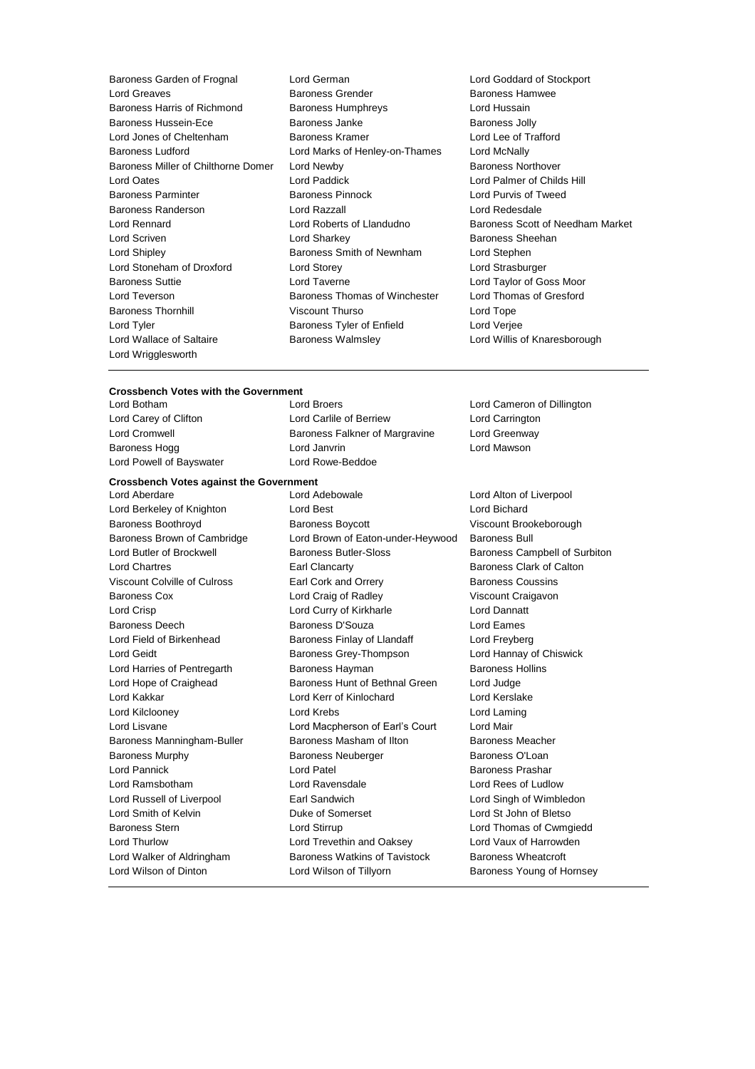Baroness Garden of Frognal
Lord German
Lord Goddard of Stockport
Lord Greaves
Baroness Grender
Baroness Hamwee
Baroness Harris of Richmond
Baroness Humphreys
Lord Hussain
Baroness Hussein-Ece
Baroness Janke
Baroness Jolly
Lord Jones of Cheltenham
Baroness Kramer
Lord Lee of Trafford
Baroness Ludford
Lord Marks of Henley-on-Thames
Lord McNally
Baroness Miller of Chilthorne Domer
Lord Newby
Baroness Northover
Lord Oates
Lord Paddick
Lord Palmer of Childs Hill
Baroness Parminter
Baroness Pinnock
Lord Purvis of Tweed
Baroness Randerson
Lord Razzall
Lord Redesdale
Lord Rennard
Lord Roberts of Llandudno
Baroness Scott of Needham Market
Lord Scriven
Lord Sharkey
Baroness Sheehan
Lord Shipley
Baroness Smith of Newnham
Lord Stephen
Lord Stoneham of Droxford
Lord Storey
Lord Strasburger
Baroness Suttie
Lord Taverne
Lord Taylor of Goss Moor
Lord Teverson
Baroness Thomas of Winchester
Lord Thomas of Gresford
Baroness Thornhill
Viscount Thurso
Lord Tope
Lord Tyler
Baroness Tyler of Enfield
Lord Verjee
Lord Wallace of Saltaire
Baroness Walmsley
Lord Willis of Knaresborough
Lord Wrigglesworth

---

**Crossbench Votes with the Government**

Lord Botham
Lord Broers
Lord Cameron of Dillington
Lord Carey of Clifton
Lord Carlile of Berriew
Lord Carrington
Lord Cromwell
Baroness Falkner of Margravine
Lord Greenway
Baroness Hogg
Lord Janvrin
Lord Mawson
Lord Powell of Bayswater
Lord Rowe-Beddoe

**Crossbench Votes against the Government**

Lord Aberdare
Lord Adebowale
Lord Alton of Liverpool
Lord Berkeley of Knighton
Lord Best
Lord Bichard
Baroness Boothroyd
Baroness Boycott
Viscount Brookeborough
Baroness Brown of Cambridge
Lord Brown of Eaton-under-Heywood
Baroness Bull
Lord Butler of Brockwell
Baroness Butler-Sloss
Baroness Campbell of Surbiton
Lord Chartres
Earl Clancarty
Baroness Clark of Calton
Viscount Colville of Culross
Earl Cork and Orrery
Baroness Coussins
Baroness Cox
Lord Craig of Radley
Viscount Craigavon
Lord Crisp
Lord Curry of Kirkharle
Lord Dannatt
Baroness Deech
Baroness D'Souza
Lord Eames
Lord Field of Birkenhead
Baroness Finlay of Llandaff
Lord Freyberg
Lord Geidt
Baroness Grey-Thompson
Lord Hannay of Chiswick
Lord Harries of Pentregarth
Baroness Hayman
Baroness Hollins
Lord Hope of Craighead
Baroness Hunt of Bethnal Green
Lord Judge
Lord Kakkar
Lord Kerr of Kinlochard
Lord Kerslake
Lord Kilclooney
Lord Krebs
Lord Laming
Lord Lisvane
Lord Macpherson of Earl's Court
Lord Mair
Baroness Manningham-Buller
Baroness Masham of Ilton
Baroness Meacher
Baroness Murphy
Baroness Neuberger
Baroness O'Loan
Lord Pannick
Lord Patel
Baroness Prashar
Lord Ramsbotham
Lord Ravensdale
Lord Rees of Ludlow
Lord Russell of Liverpool
Earl Sandwich
Lord Singh of Wimbledon
Lord Smith of Kelvin
Duke of Somerset
Lord St John of Bletso
Baroness Stern
Lord Stirrup
Lord Thomas of Cwmgiedd
Lord Thurlow
Lord Trevethin and Oaksey
Lord Vaux of Harrowden
Lord Walker of Aldringham
Baroness Watkins of Tavistock
Baroness Wheatcroft
Lord Wilson of Dinton
Lord Wilson of Tillyorn
Baroness Young of Hornsey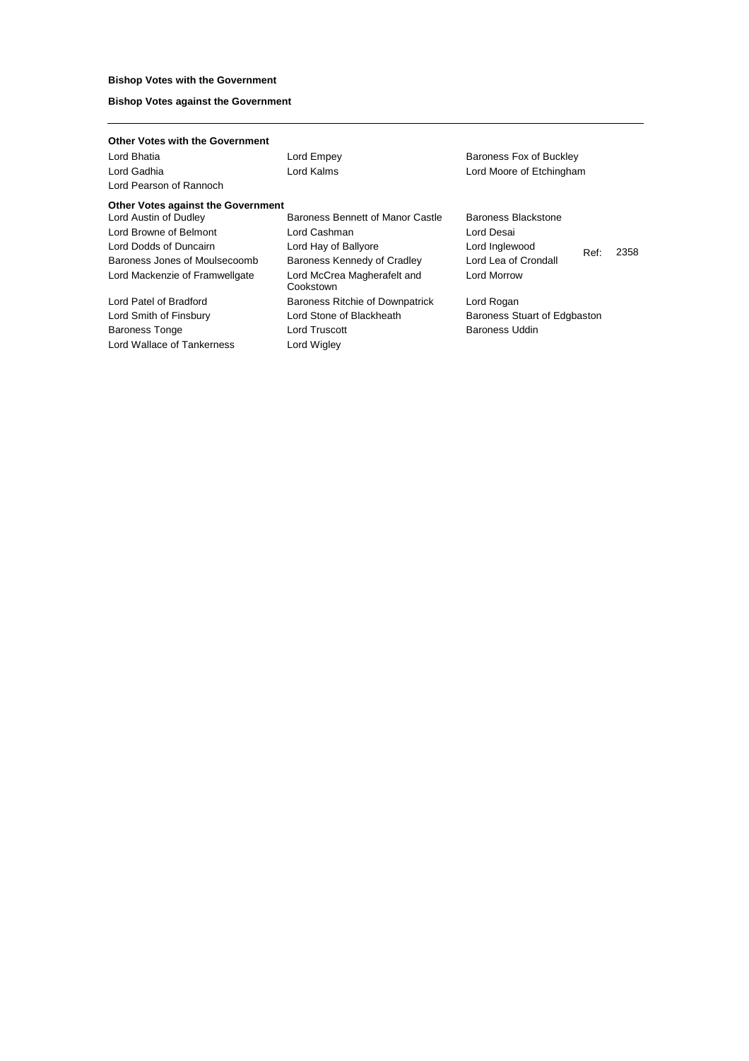**Bishop Votes with the Government**

**Bishop Votes against the Government**

---

**Other Votes with the Government**

| | | |
|---|---|---|
| Lord Bhatia | Lord Empey | Baroness Fox of Buckley |
| Lord Gadhia | Lord Kalms | Lord Moore of Etchingham |
| Lord Pearson of Rannoch | | |

**Other Votes against the Government**

| | | |
|---|---|---|
| Lord Austin of Dudley | Baroness Bennett of Manor Castle | Baroness Blackstone |
| Lord Browne of Belmont | Lord Cashman | Lord Desai |
| Lord Dodds of Duncairn | Lord Hay of Ballyore | Lord Inglewood |
| Baroness Jones of Moulsecoomb | Baroness Kennedy of Cradley | Lord Lea of Crondall |
| Lord Mackenzie of Framwellgate | Lord McCrea Magherafelt and Cookstown | Lord Morrow |
| Lord Patel of Bradford | Baroness Ritchie of Downpatrick | Lord Rogan |
| Lord Smith of Finsbury | Lord Stone of Blackheath | Baroness Stuart of Edgbaston |
| Baroness Tonge | Lord Truscott | Baroness Uddin |
| Lord Wallace of Tankerness | Lord Wigley | |

Ref: 2358